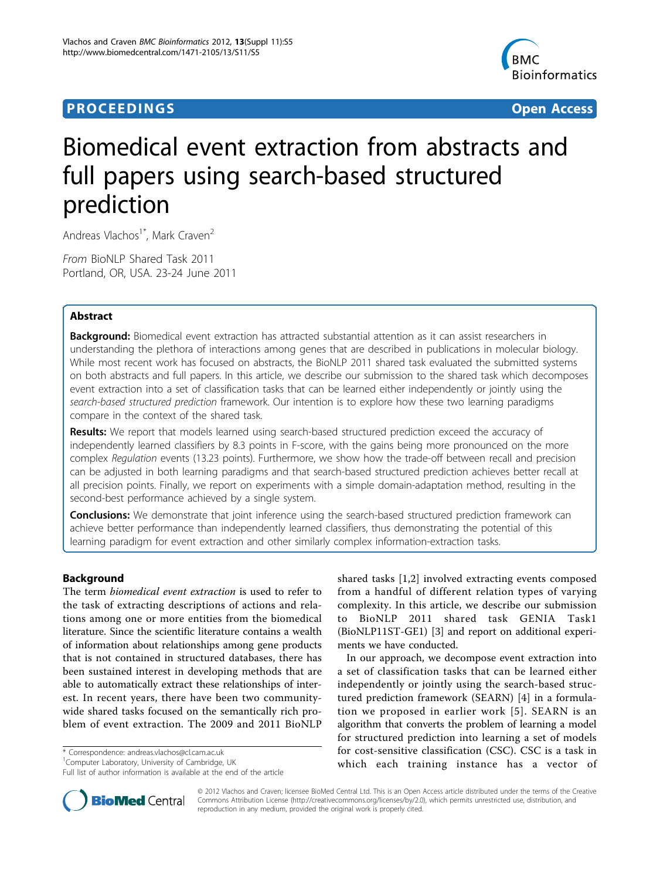**PROCEEDINGS** **Open Access**

# Biomedical event extraction from abstracts and full papers using search-based structured prediction

Andreas Vlachos[1*], Mark Craven[2]

*From* BioNLP Shared Task 2011
Portland, OR, USA. 23-24 June 2011

## Abstract

**Background:** Biomedical event extraction has attracted substantial attention as it can assist researchers in understanding the plethora of interactions among genes that are described in publications in molecular biology. While most recent work has focused on abstracts, the BioNLP 2011 shared task evaluated the submitted systems on both abstracts and full papers. In this article, we describe our submission to the shared task which decomposes event extraction into a set of classification tasks that can be learned either independently or jointly using the *search-based structured prediction* framework. Our intention is to explore how these two learning paradigms compare in the context of the shared task.

**Results:** We report that models learned using search-based structured prediction exceed the accuracy of independently learned classifiers by 8.3 points in F-score, with the gains being more pronounced on the more complex *Regulation* events (13.23 points). Furthermore, we show how the trade-off between recall and precision can be adjusted in both learning paradigms and that search-based structured prediction achieves better recall at all precision points. Finally, we report on experiments with a simple domain-adaptation method, resulting in the second-best performance achieved by a single system.

**Conclusions:** We demonstrate that joint inference using the search-based structured prediction framework can achieve better performance than independently learned classifiers, thus demonstrating the potential of this learning paradigm for event extraction and other similarly complex information-extraction tasks.

## Background

The term *biomedical event extraction* is used to refer to the task of extracting descriptions of actions and relations among one or more entities from the biomedical literature. Since the scientific literature contains a wealth of information about relationships among gene products that is not contained in structured databases, there has been sustained interest in developing methods that are able to automatically extract these relationships of interest. In recent years, there have been two community-wide shared tasks focused on the semantically rich problem of event extraction. The 2009 and 2011 BioNLP shared tasks [1,2] involved extracting events composed from a handful of different relation types of varying complexity. In this article, we describe our submission to BioNLP 2011 shared task GENIA Task1 (BioNLP11ST-GE1) [3] and report on additional experiments we have conducted.

In our approach, we decompose event extraction into a set of classification tasks that can be learned either independently or jointly using the search-based structured prediction framework (SEARN) [4] in a formulation we proposed in earlier work [5]. SEARN is an algorithm that converts the problem of learning a model for structured prediction into learning a set of models for cost-sensitive classification (CSC). CSC is a task in which each training instance has a vector of

\* Correspondence: andreas.vlachos@cl.cam.ac.uk
[1]Computer Laboratory, University of Cambridge, UK
Full list of author information is available at the end of the article

© 2012 Vlachos and Craven; licensee BioMed Central Ltd. This is an Open Access article distributed under the terms of the Creative Commons Attribution License (http://creativecommons.org/licenses/by/2.0), which permits unrestricted use, distribution, and reproduction in any medium, provided the original work is properly cited.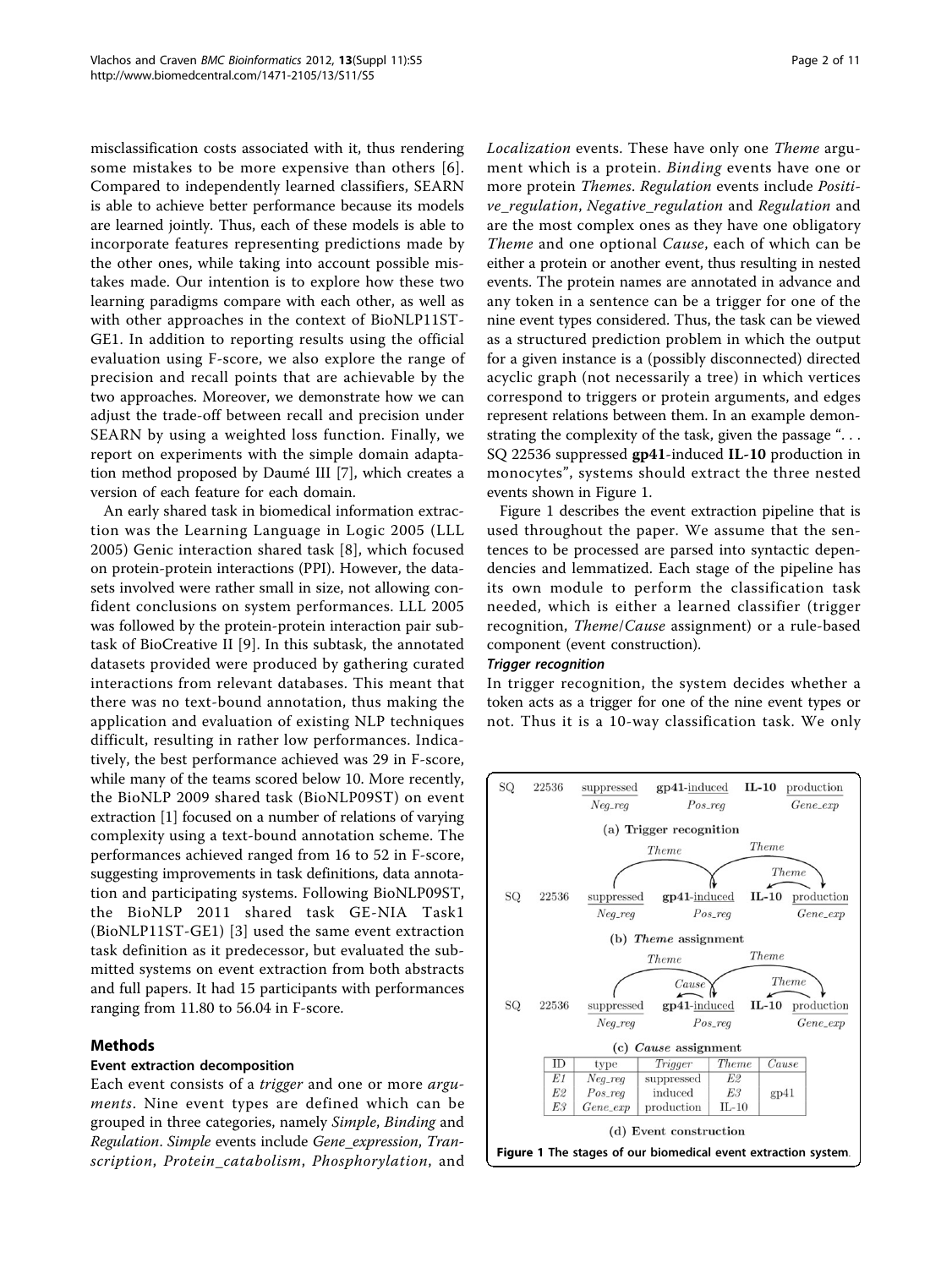misclassification costs associated with it, thus rendering some mistakes to be more expensive than others [6]. Compared to independently learned classifiers, SEARN is able to achieve better performance because its models are learned jointly. Thus, each of these models is able to incorporate features representing predictions made by the other ones, while taking into account possible mistakes made. Our intention is to explore how these two learning paradigms compare with each other, as well as with other approaches in the context of BioNLP11ST-GE1. In addition to reporting results using the official evaluation using F-score, we also explore the range of precision and recall points that are achievable by the two approaches. Moreover, we demonstrate how we can adjust the trade-off between recall and precision under SEARN by using a weighted loss function. Finally, we report on experiments with the simple domain adaptation method proposed by Daumé III [7], which creates a version of each feature for each domain.

An early shared task in biomedical information extraction was the Learning Language in Logic 2005 (LLL 2005) Genic interaction shared task [8], which focused on protein-protein interactions (PPI). However, the datasets involved were rather small in size, not allowing confident conclusions on system performances. LLL 2005 was followed by the protein-protein interaction pair subtask of BioCreative II [9]. In this subtask, the annotated datasets provided were produced by gathering curated interactions from relevant databases. This meant that there was no text-bound annotation, thus making the application and evaluation of existing NLP techniques difficult, resulting in rather low performances. Indicatively, the best performance achieved was 29 in F-score, while many of the teams scored below 10. More recently, the BioNLP 2009 shared task (BioNLP09ST) on event extraction [1] focused on a number of relations of varying complexity using a text-bound annotation scheme. The performances achieved ranged from 16 to 52 in F-score, suggesting improvements in task definitions, data annotation and participating systems. Following BioNLP09ST, the BioNLP 2011 shared task GE-NIA Task1 (BioNLP11ST-GE1) [3] used the same event extraction task definition as it predecessor, but evaluated the submitted systems on event extraction from both abstracts and full papers. It had 15 participants with performances ranging from 11.80 to 56.04 in F-score.

## Methods

### Event extraction decomposition

Each event consists of a *trigger* and one or more *arguments*. Nine event types are defined which can be grouped in three categories, namely *Simple*, *Binding* and *Regulation*. *Simple* events include *Gene_expression*, *Transcription*, *Protein_catabolism*, *Phosphorylation*, and *Localization* events. These have only one *Theme* argument which is a protein. *Binding* events have one or more protein *Themes*. *Regulation* events include *Positive_regulation*, *Negative_regulation* and *Regulation* and are the most complex ones as they have one obligatory *Theme* and one optional *Cause*, each of which can be either a protein or another event, thus resulting in nested events. The protein names are annotated in advance and any token in a sentence can be a trigger for one of the nine event types considered. Thus, the task can be viewed as a structured prediction problem in which the output for a given instance is a (possibly disconnected) directed acyclic graph (not necessarily a tree) in which vertices correspond to triggers or protein arguments, and edges represent relations between them. In an example demonstrating the complexity of the task, given the passage "... SQ 22536 suppressed **gp41**-induced **IL-10** production in monocytes", systems should extract the three nested events shown in Figure 1.

Figure 1 describes the event extraction pipeline that is used throughout the paper. We assume that the sentences to be processed are parsed into syntactic dependencies and lemmatized. Each stage of the pipeline has its own module to perform the classification task needed, which is either a learned classifier (trigger recognition, *Theme*/*Cause* assignment) or a rule-based component (event construction).

### Trigger recognition

In trigger recognition, the system decides whether a token acts as a trigger for one of the nine event types or not. Thus it is a 10-way classification task. We only

SQ 22536 suppressed (*Neg_reg*) **gp41**-induced (*Pos_reg*) **IL-10** production (*Gene_exp*)

(a) Trigger recognition

(b) *Theme* assignment

(c) *Cause* assignment

| ID | type | Trigger | Theme | Cause |
| --- | --- | --- | --- | --- |
| E1 | Neg_reg | suppressed | E2 | |
| E2 | Pos_reg | induced | E3 | gp41 |
| E3 | Gene_exp | production | IL-10 | |

(d) Event construction

**Figure 1 The stages of our biomedical event extraction system.**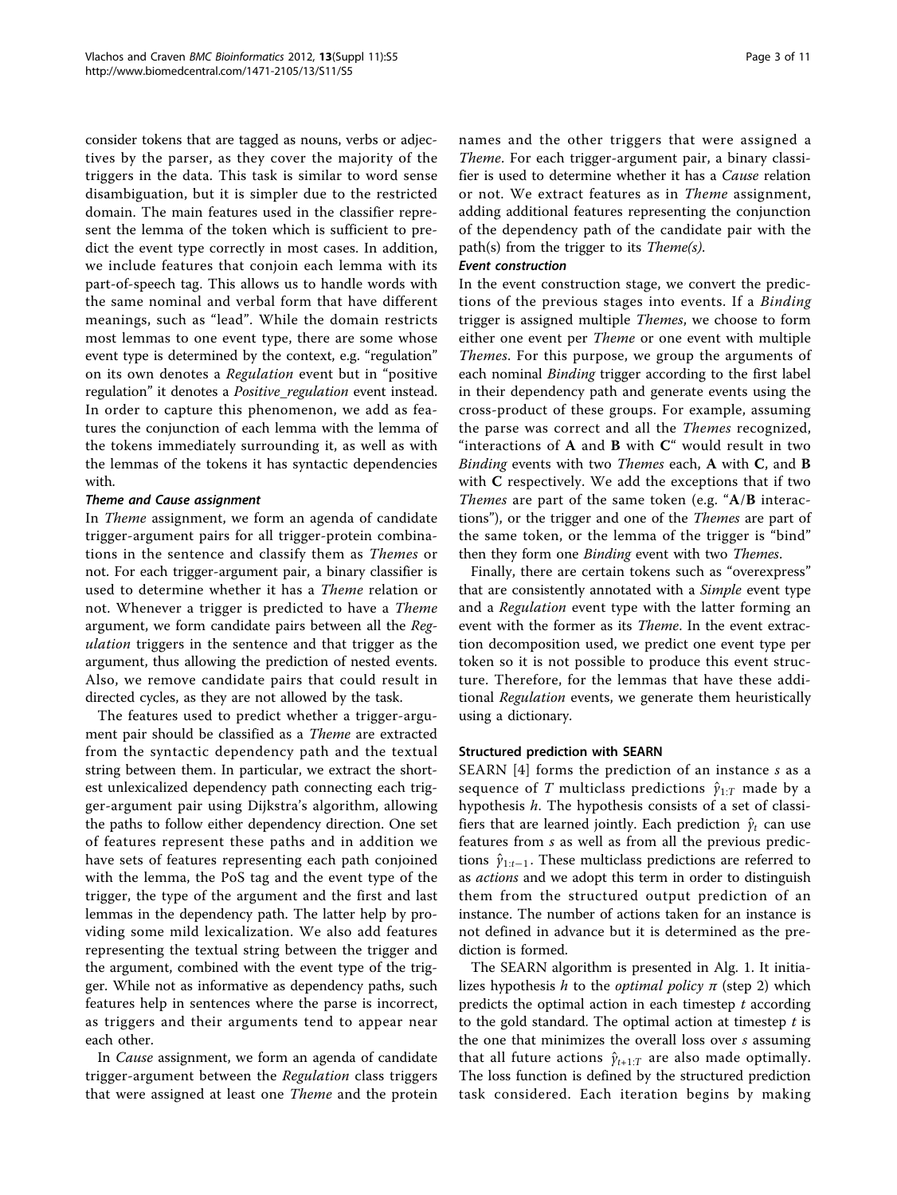consider tokens that are tagged as nouns, verbs or adjectives by the parser, as they cover the majority of the triggers in the data. This task is similar to word sense disambiguation, but it is simpler due to the restricted domain. The main features used in the classifier represent the lemma of the token which is sufficient to predict the event type correctly in most cases. In addition, we include features that conjoin each lemma with its part-of-speech tag. This allows us to handle words with the same nominal and verbal form that have different meanings, such as "lead". While the domain restricts most lemmas to one event type, there are some whose event type is determined by the context, e.g. "regulation" on its own denotes a *Regulation* event but in "positive regulation" it denotes a *Positive_regulation* event instead. In order to capture this phenomenon, we add as features the conjunction of each lemma with the lemma of the tokens immediately surrounding it, as well as with the lemmas of the tokens it has syntactic dependencies with.

#### *Theme* and *Cause* assignment

In *Theme* assignment, we form an agenda of candidate trigger-argument pairs for all trigger-protein combinations in the sentence and classify them as *Themes* or not. For each trigger-argument pair, a binary classifier is used to determine whether it has a *Theme* relation or not. Whenever a trigger is predicted to have a *Theme* argument, we form candidate pairs between all the *Regulation* triggers in the sentence and that trigger as the argument, thus allowing the prediction of nested events. Also, we remove candidate pairs that could result in directed cycles, as they are not allowed by the task.

The features used to predict whether a trigger-argument pair should be classified as a *Theme* are extracted from the syntactic dependency path and the textual string between them. In particular, we extract the shortest unlexicalized dependency path connecting each trigger-argument pair using Dijkstra's algorithm, allowing the paths to follow either dependency direction. One set of features represent these paths and in addition we have sets of features representing each path conjoined with the lemma, the PoS tag and the event type of the trigger, the type of the argument and the first and last lemmas in the dependency path. The latter help by providing some mild lexicalization. We also add features representing the textual string between the trigger and the argument, combined with the event type of the trigger. While not as informative as dependency paths, such features help in sentences where the parse is incorrect, as triggers and their arguments tend to appear near each other.

In *Cause* assignment, we form an agenda of candidate trigger-argument between the *Regulation* class triggers that were assigned at least one *Theme* and the protein names and the other triggers that were assigned a *Theme*. For each trigger-argument pair, a binary classifier is used to determine whether it has a *Cause* relation or not. We extract features as in *Theme* assignment, adding additional features representing the conjunction of the dependency path of the candidate pair with the path(s) from the trigger to its *Theme(s)*.

#### Event construction

In the event construction stage, we convert the predictions of the previous stages into events. If a *Binding* trigger is assigned multiple *Themes*, we choose to form either one event per *Theme* or one event with multiple *Themes*. For this purpose, we group the arguments of each nominal *Binding* trigger according to the first label in their dependency path and generate events using the cross-product of these groups. For example, assuming the parse was correct and all the *Themes* recognized, "interactions of **A** and **B** with **C**" would result in two *Binding* events with two *Themes* each, **A** with **C**, and **B** with **C** respectively. We add the exceptions that if two *Themes* are part of the same token (e.g. "**A**/**B** interactions"), or the trigger and one of the *Themes* are part of the same token, or the lemma of the trigger is "bind" then they form one *Binding* event with two *Themes*.

Finally, there are certain tokens such as "overexpress" that are consistently annotated with a *Simple* event type and a *Regulation* event type with the latter forming an event with the former as its *Theme*. In the event extraction decomposition used, we predict one event type per token so it is not possible to produce this event structure. Therefore, for the lemmas that have these additional *Regulation* events, we generate them heuristically using a dictionary.

### Structured prediction with SEARN

SEARN [4] forms the prediction of an instance $s$ as a sequence of $T$ multiclass predictions $\hat{y}_{1:T}$ made by a hypothesis $h$. The hypothesis consists of a set of classifiers that are learned jointly. Each prediction $\hat{y}_t$ can use features from $s$ as well as from all the previous predictions $\hat{y}_{1:t-1}$. These multiclass predictions are referred to as *actions* and we adopt this term in order to distinguish them from the structured output prediction of an instance. The number of actions taken for an instance is not defined in advance but it is determined as the prediction is formed.

The SEARN algorithm is presented in Alg. 1. It initializes hypothesis $h$ to the *optimal policy* $\pi$ (step 2) which predicts the optimal action in each timestep $t$ according to the gold standard. The optimal action at timestep $t$ is the one that minimizes the overall loss over $s$ assuming that all future actions $\hat{y}_{t+1:T}$ are also made optimally. The loss function is defined by the structured prediction task considered. Each iteration begins by making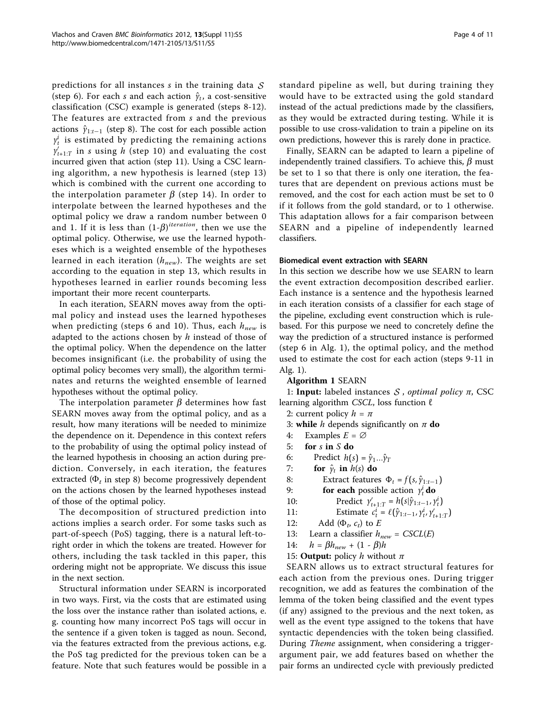predictions for all instances $s$ in the training data $\mathcal{S}$ (step 6). For each $s$ and each action $\hat{y}_t$, a cost-sensitive classification (CSC) example is generated (steps 8-12). The features are extracted from $s$ and the previous actions $\hat{y}_{1:t-1}$ (step 8). The cost for each possible action $y_t^i$ is estimated by predicting the remaining actions $y'_{t+1:T}$ in $s$ using $h$ (step 10) and evaluating the cost incurred given that action (step 11). Using a CSC learning algorithm, a new hypothesis is learned (step 13) which is combined with the current one according to the interpolate parameter $\beta$ (step 14). In order to interpolate between the learned hypotheses and the optimal policy we draw a random number between 0 and 1. If it is less than $(1-\beta)^{iteration}$, then we use the optimal policy. Otherwise, we use the learned hypotheses which is a weighted ensemble of the hypotheses learned in each iteration ($h_{new}$). The weights are set according to the equation in step 13, which results in hypotheses learned in earlier rounds becoming less important their more recent counterparts.

In each iteration, SEARN moves away from the optimal policy and instead uses the learned hypotheses when predicting (steps 6 and 10). Thus, each $h_{new}$ is adapted to the actions chosen by $h$ instead of those of the optimal policy. When the dependence on the latter becomes insignificant (i.e. the probability of using the optimal policy becomes very small), the algorithm terminates and returns the weighted ensemble of learned hypotheses without the optimal policy.

The interpolation parameter $\beta$ determines how fast SEARN moves away from the optimal policy, and as a result, how many iterations will be needed to minimize the dependence on it. Dependence in this context refers to the probability of using the optimal policy instead of the learned hypothesis in choosing an action during prediction. Conversely, in each iteration, the features extracted ($\Phi_t$ in step 8) become progressively dependent on the actions chosen by the learned hypotheses instead of those of the optimal policy.

The decomposition of structured prediction into actions implies a search order. For some tasks such as part-of-speech (PoS) tagging, there is a natural left-to-right order in which the tokens are treated. However for others, including the task tackled in this paper, this ordering might not be appropriate. We discuss this issue in the next section.

Structural information under SEARN is incorporated in two ways. First, via the costs that are estimated using the loss over the instance rather than isolated actions, e. g. counting how many incorrect PoS tags will occur in the sentence if a given token is tagged as noun. Second, via the features extracted from the previous actions, e.g. the PoS tag predicted for the previous token can be a feature. Note that such features would be possible in a standard pipeline as well, but during training they would have to be extracted using the gold standard instead of the actual predictions made by the classifiers, as they would be extracted during testing. While it is possible to use cross-validation to train a pipeline on its own predictions, however this is rarely done in practice.

Finally, SEARN can be adapted to learn a pipeline of independently trained classifiers. To achieve this, $\beta$ must be set to 1 so that there is only one iteration, the features that are dependent on previous actions must be removed, and the cost for each action must be set to 0 if it follows from the gold standard, or to 1 otherwise. This adaptation allows for a fair comparison between SEARN and a pipeline of independently learned classifiers.

#### Biomedical event extraction with SEARN

In this section we describe how we use SEARN to learn the event extraction decomposition described earlier. Each instance is a sentence and the hypothesis learned in each iteration consists of a classifier for each stage of the pipeline, excluding event construction which is rule-based. For this purpose we need to concretely define the way the prediction of a structured instance is performed (step 6 in Alg. 1), the optimal policy, and the method used to estimate the cost for each action (steps 9-11 in Alg. 1).

**Algorithm 1** SEARN

1: **Input:** labeled instances $\mathcal{S}$ , *optimal policy* $\pi$, CSC learning algorithm *CSCL*, loss function $\ell$
2: current policy $h = \pi$
3: **while** $h$ depends significantly on $\pi$ **do**
4: Examples $E = \varnothing$
5: **for** $s$ **in** $S$ **do**
6: Predict $h(s) = \hat{y}_1 ... \hat{y}_T$
7: **for** $\hat{y}_t$ **in** $h(s)$ **do**
8: Extract features $\Phi_t = f(s, \hat{y}_{1:t-1})$
9: **for each** possible action $y_t^i$ **do**
10: Predict $y'_{t+1:T} = h(s|\hat{y}_{1:t-1}, y_t^i)$
11: Estimate $c_t^i = \ell(\hat{y}_{1:t-1}, y_t^i, y'_{t+1:T})$
12: Add ($\Phi_t$, $c_t$) to $E$
13: Learn a classifier $h_{new} = CSCL(E)$
14: $h = \beta h_{new} + (1 - \beta)h$
15: **Output:** policy $h$ without $\pi$

SEARN allows us to extract structural features for each action from the previous ones. During trigger recognition, we add as features the combination of the lemma of the token being classified and the event types (if any) assigned to the previous and the next token, as well as the event type assigned to the tokens that have syntactic dependencies with the token being classified. During *Theme* assignment, when considering a trigger-argument pair, we add features based on whether the pair forms an undirected cycle with previously predicted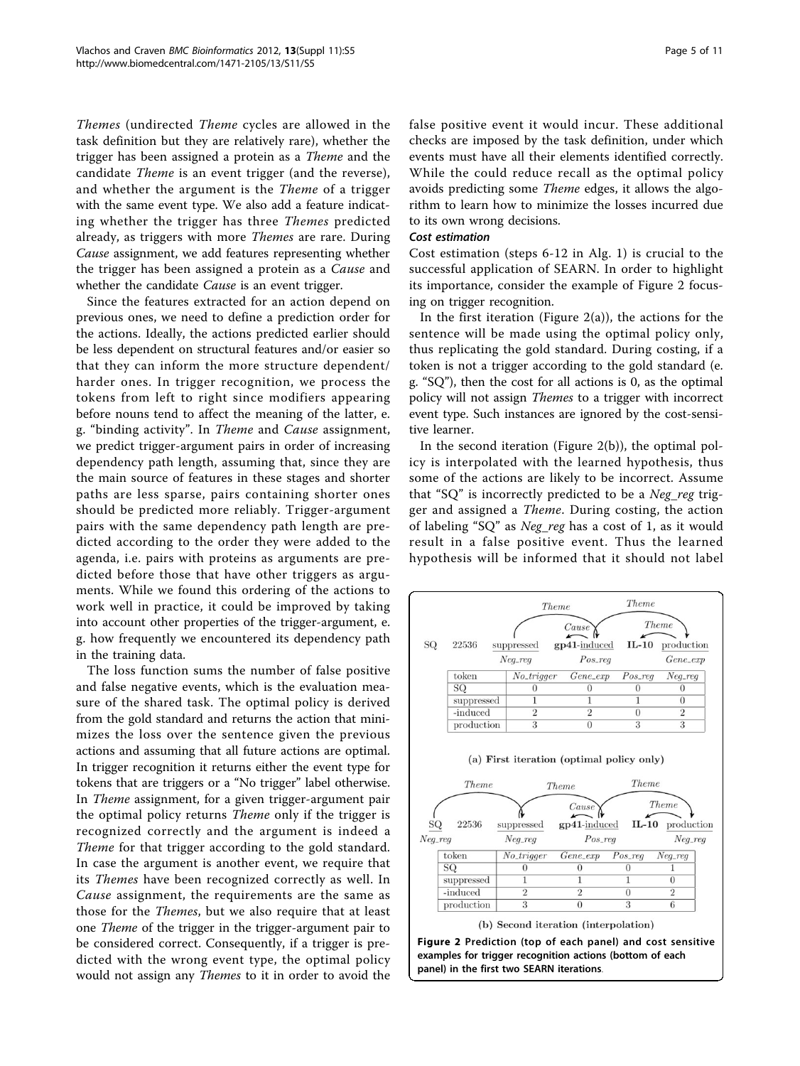*Themes* (undirected *Theme* cycles are allowed in the task definition but they are relatively rare), whether the trigger has been assigned a protein as a *Theme* and the candidate *Theme* is an event trigger (and the reverse), and whether the argument is the *Theme* of a trigger with the same event type. We also add a feature indicating whether the trigger has three *Themes* predicted already, as triggers with more *Themes* are rare. During *Cause* assignment, we add features representing whether the trigger has been assigned a protein as a *Cause* and whether the candidate *Cause* is an event trigger.

Since the features extracted for an action depend on previous ones, we need to define a prediction order for the actions. Ideally, the actions predicted earlier should be less dependent on structural features and/or easier so that they can inform the more structure dependent/harder ones. In trigger recognition, we process the tokens from left to right since modifiers appearing before nouns tend to affect the meaning of the latter, e.g. "binding activity". In *Theme* and *Cause* assignment, we predict trigger-argument pairs in order of increasing dependency path length, assuming that, since they are the main source of features in these stages and shorter paths are less sparse, pairs containing shorter ones should be predicted more reliably. Trigger-argument pairs with the same dependency path length are predicted according to the order they were added to the agenda, i.e. pairs with proteins as arguments are predicted before those that have other triggers as arguments. While we found this ordering of the actions to work well in practice, it could be improved by taking into account other properties of the trigger-argument, e.g. how frequently we encountered its dependency path in the training data.

The loss function sums the number of false positive and false negative events, which is the evaluation measure of the shared task. The optimal policy is derived from the gold standard and returns the action that minimizes the loss over the sentence given the previous actions and assuming that all future actions are optimal. In trigger recognition it returns either the event type for tokens that are triggers or a "No trigger" label otherwise. In *Theme* assignment, for a given trigger-argument pair the optimal policy returns *Theme* only if the trigger is recognized correctly and the argument is indeed a *Theme* for that trigger according to the gold standard. In case the argument is another event, we require that its *Themes* have been recognized correctly as well. In *Cause* assignment, the requirements are the same as those for the *Themes*, but we also require that at least one *Theme* of the trigger in the trigger-argument pair to be considered correct. Consequently, if a trigger is predicted with the wrong event type, the optimal policy would not assign any *Themes* to it in order to avoid the false positive event it would incur. These additional checks are imposed by the task definition, under which events must have all their elements identified correctly. While the could reduce recall as the optimal policy avoids predicting some *Theme* edges, it allows the algorithm to learn how to minimize the losses incurred due to its own wrong decisions.

#### Cost estimation

Cost estimation (steps 6-12 in Alg. 1) is crucial to the successful application of SEARN. In order to highlight its importance, consider the example of Figure 2 focusing on trigger recognition.

In the first iteration (Figure 2(a)), the actions for the sentence will be made using the optimal policy only, thus replicating the gold standard. During costing, if a token is not a trigger according to the gold standard (e.g. "SQ"), then the cost for all actions is 0, as the optimal policy will not assign *Themes* to a trigger with incorrect event type. Such instances are ignored by the cost-sensitive learner.

In the second iteration (Figure 2(b)), the optimal policy is interpolated with the learned hypothesis, thus some of the actions are likely to be incorrect. Assume that "SQ" is incorrectly predicted to be a *Neg_reg* trigger and assigned a *Theme*. During costing, the action of labeling "SQ" as *Neg_reg* has a cost of 1, as it would result in a false positive event. Thus the learned hypothesis will be informed that it should not label

| token | *No_trigger* | *Gene_exp* | *Pos_reg* | *Neg_reg* |
|---|---|---|---|---|
| SQ | 0 | 0 | 0 | 0 |
| suppressed | 1 | 1 | 1 | 0 |
| -induced | 2 | 2 | 0 | 2 |
| production | 3 | 0 | 3 | 3 |

(a) First iteration (optimal policy only)

| token | *No_trigger* | *Gene_exp* | *Pos_reg* | *Neg_reg* |
|---|---|---|---|---|
| SQ | 0 | 0 | 0 | 1 |
| suppressed | 1 | 1 | 1 | 0 |
| -induced | 2 | 2 | 0 | 2 |
| production | 3 | 0 | 3 | 6 |

(b) Second iteration (interpolation)

**Figure 2 Prediction (top of each panel) and cost sensitive examples for trigger recognition actions (bottom of each panel) in the first two SEARN iterations.**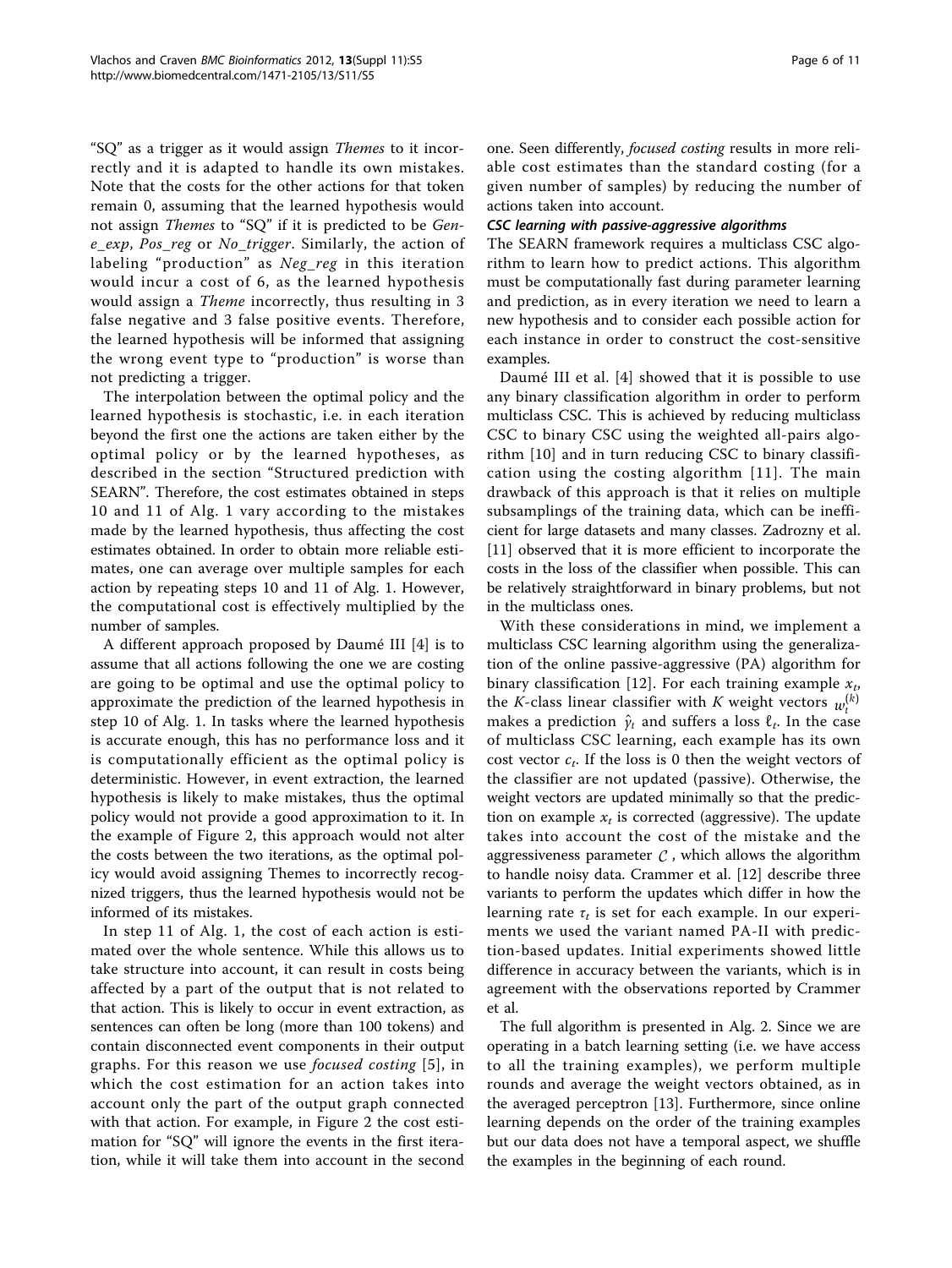"SQ" as a trigger as it would assign *Themes* to it incorrectly and it is adapted to handle its own mistakes. Note that the costs for the other actions for that token remain 0, assuming that the learned hypothesis would not assign *Themes* to "SQ" if it is predicted to be *Gene_exp*, *Pos_reg* or *No_trigger*. Similarly, the action of labeling "production" as *Neg_reg* in this iteration would incur a cost of 6, as the learned hypothesis would assign a *Theme* incorrectly, thus resulting in 3 false negative and 3 false positive events. Therefore, the learned hypothesis will be informed that assigning the wrong event type to "production" is worse than not predicting a trigger.

The interpolation between the optimal policy and the learned hypothesis is stochastic, i.e. in each iteration beyond the first one the actions are taken either by the optimal policy or by the learned hypotheses, as described in the section "Structured prediction with SEARN". Therefore, the cost estimates obtained in steps 10 and 11 of Alg. 1 vary according to the mistakes made by the learned hypothesis, thus affecting the cost estimates obtained. In order to obtain more reliable estimates, one can average over multiple samples for each action by repeating steps 10 and 11 of Alg. 1. However, the computational cost is effectively multiplied by the number of samples.

A different approach proposed by Daumé III [4] is to assume that all actions following the one we are costing are going to be optimal and use the optimal policy to approximate the prediction of the learned hypothesis in step 10 of Alg. 1. In tasks where the learned hypothesis is accurate enough, this has no performance loss and it is computationally efficient as the optimal policy is deterministic. However, in event extraction, the learned hypothesis is likely to make mistakes, thus the optimal policy would not provide a good approximation to it. In the example of Figure 2, this approach would not alter the costs between the two iterations, as the optimal policy would avoid assigning Themes to incorrectly recognized triggers, thus the learned hypothesis would not be informed of its mistakes.

In step 11 of Alg. 1, the cost of each action is estimated over the whole sentence. While this allows us to take structure into account, it can result in costs being affected by a part of the output that is not related to that action. This is likely to occur in event extraction, as sentences can often be long (more than 100 tokens) and contain disconnected event components in their output graphs. For this reason we use *focused costing* [5], in which the cost estimation for an action takes into account only the part of the output graph connected with that action. For example, in Figure 2 the cost estimation for "SQ" will ignore the events in the first iteration, while it will take them into account in the second one. Seen differently, *focused costing* results in more reliable cost estimates than the standard costing (for a given number of samples) by reducing the number of actions taken into account.

#### CSC learning with passive-aggressive algorithms

The SEARN framework requires a multiclass CSC algorithm to learn how to predict actions. This algorithm must be computationally fast during parameter learning and prediction, as in every iteration we need to learn a new hypothesis and to consider each possible action for each instance in order to construct the cost-sensitive examples.

Daumé III et al. [4] showed that it is possible to use any binary classification algorithm in order to perform multiclass CSC. This is achieved by reducing multiclass CSC to binary CSC using the weighted all-pairs algorithm [10] and in turn reducing CSC to binary classification using the costing algorithm [11]. The main drawback of this approach is that it relies on multiple subsamplings of the training data, which can be inefficient for large datasets and many classes. Zadrozny et al. [11] observed that it is more efficient to incorporate the costs in the loss of the classifier when possible. This can be relatively straightforward in binary problems, but not in the multiclass ones.

With these considerations in mind, we implement a multiclass CSC learning algorithm using the generalization of the online passive-aggressive (PA) algorithm for binary classification [12]. For each training example $x_t$, the $K$-class linear classifier with $K$ weight vectors $w_t^{(k)}$ makes a prediction $\hat{y}_t$ and suffers a loss $\ell_t$. In the case of multiclass CSC learning, each example has its own cost vector $c_t$. If the loss is 0 then the weight vectors of the classifier are not updated (passive). Otherwise, the weight vectors are updated minimally so that the prediction on example $x_t$ is corrected (aggressive). The update takes into account the cost of the mistake and the aggressiveness parameter $\mathcal{C}$, which allows the algorithm to handle noisy data. Crammer et al. [12] describe three variants to perform the updates which differ in how the learning rate $\tau_t$ is set for each example. In our experiments we used the variant named PA-II with prediction-based updates. Initial experiments showed little difference in accuracy between the variants, which is in agreement with the observations reported by Crammer et al.

The full algorithm is presented in Alg. 2. Since we are operating in a batch learning setting (i.e. we have access to all the training examples), we perform multiple rounds and average the weight vectors obtained, as in the averaged perceptron [13]. Furthermore, since online learning depends on the order of the training examples but our data does not have a temporal aspect, we shuffle the examples in the beginning of each round.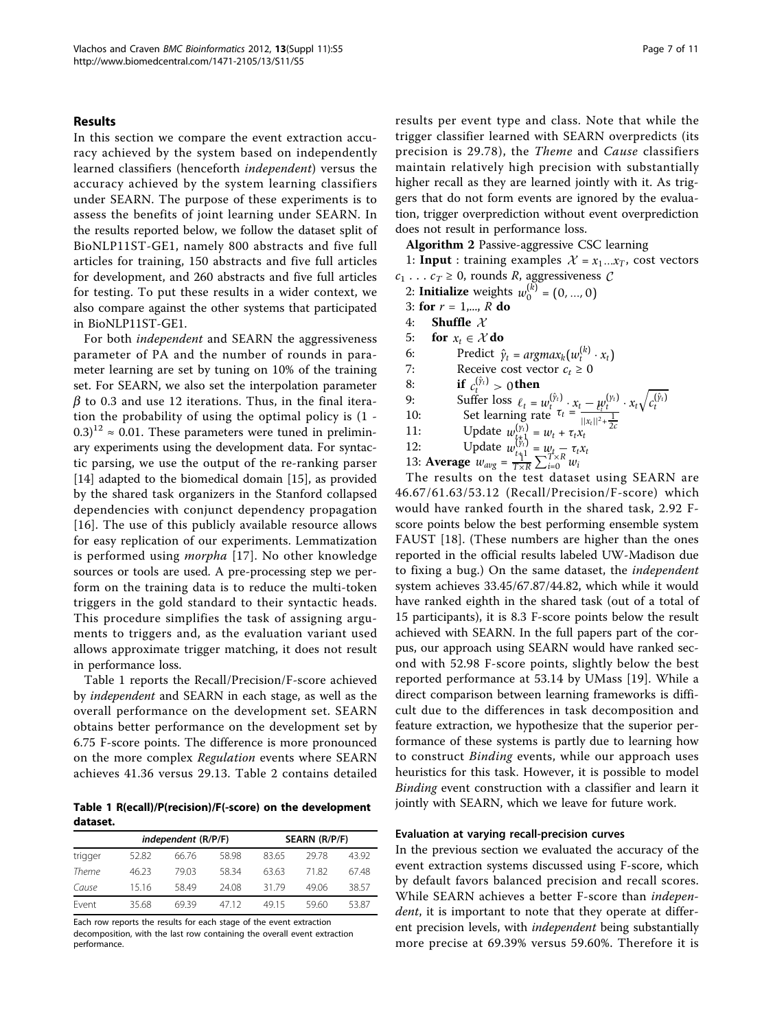## Results

In this section we compare the event extraction accuracy achieved by the system based on independently learned classifiers (henceforth *independent*) versus the accuracy achieved by the system learning classifiers under SEARN. The purpose of these experiments is to assess the benefits of joint learning under SEARN. In the results reported below, we follow the dataset split of BioNLP11ST-GE1, namely 800 abstracts and five full articles for training, 150 abstracts and five full articles for development, and 260 abstracts and five full articles for testing. To put these results in a wider context, we also compare against the other systems that participated in BioNLP11ST-GE1.

For both *independent* and SEARN the aggressiveness parameter of PA and the number of rounds in parameter learning are set by tuning on 10% of the training set. For SEARN, we also set the interpolation parameter $\beta$ to 0.3 and use 12 iterations. Thus, in the final iteration the probability of using the optimal policy is $(1 - 0.3)^{12} \approx 0.01$. These parameters were tuned in preliminary experiments using the development data. For syntactic parsing, we use the output of the re-ranking parser [14] adapted to the biomedical domain [15], as provided by the shared task organizers in the Stanford collapsed dependencies with conjunct dependency propagation [16]. The use of this publicly available resource allows for easy replication of our experiments. Lemmatization is performed using *morpha* [17]. No other knowledge sources or tools are used. A pre-processing step we perform on the training data is to reduce the multi-token triggers in the gold standard to their syntactic heads. This procedure simplifies the task of assigning arguments to triggers and, as the evaluation variant used allows approximate trigger matching, it does not result in performance loss.

Table 1 reports the Recall/Precision/F-score achieved by *independent* and SEARN in each stage, as well as the overall performance on the development set. SEARN obtains better performance on the development set by 6.75 F-score points. The difference is more pronounced on the more complex *Regulation* events where SEARN achieves 41.36 versus 29.13. Table 2 contains detailed results per event type and class. Note that while the trigger classifier learned with SEARN overpredicts (its precision is 29.78), the *Theme* and *Cause* classifiers maintain relatively high precision with substantially higher recall as they are learned jointly with it. As triggers that do not form events are ignored by the evaluation, trigger overprediction without event overprediction does not result in performance loss.

**Table 1 R(ecall)/P(recision)/F(-score) on the development dataset.**

| | *independent* (R/P/F) | | | SEARN (R/P/F) | | |
|---|---|---|---|---|---|---|
| trigger | 52.82 | 66.76 | 58.98 | 83.65 | 29.78 | 43.92 |
| *Theme* | 46.23 | 79.03 | 58.34 | 63.63 | 71.82 | 67.48 |
| *Cause* | 15.16 | 58.49 | 24.08 | 31.79 | 49.06 | 38.57 |
| Event | 35.68 | 69.39 | 47.12 | 49.15 | 59.60 | 53.87 |

Each row reports the results for each stage of the event extraction decomposition, with the last row containing the overall event extraction performance.

**Algorithm 2** Passive-aggressive CSC learning

1: **Input** : training examples $\mathcal{X} = x_1 \ldots x_T$, cost vectors $c_1 \ldots c_T \geq 0$, rounds $R$, aggressiveness $\mathcal{C}$
2: **Initialize** weights $w_0^{(k)} = (0, \ldots, 0)$
3: **for** $r = 1, \ldots, R$ **do**
4: **Shuffle** $\mathcal{X}$
5: **for** $x_t \in \mathcal{X}$ **do**
6: Predict $\hat{y}_t = argmax_k(w_t^{(k)} \cdot x_t)$
7: Receive cost vector $c_t \geq 0$
8: **if** $c_t^{(\hat{y}_t)} > 0$ **then**
9: Suffer loss $\ell_t = w_t^{(\hat{y}_t)} \cdot x_t - w_t^{(y_t)} \cdot x_t \sqrt{c_t^{(\hat{y}_t)}}$
10: Set learning rate $\tau_t = \frac{\ell_t}{||x_t||^2 + \frac{1}{2C}}$
11: Update $w_{t+1}^{(y_t)} = w_t + \tau_t x_t$
12: Update $w_{t+1}^{(\hat{y}_t)} = w_t - \tau_t x_t$
13: **Average** $w_{avg} = \frac{1}{T \times R} \sum_{i=0}^{T \times R} w_i$

The results on the test dataset using SEARN are 46.67/61.63/53.12 (Recall/Precision/F-score) which would have ranked fourth in the shared task, 2.92 F-score points below the best performing ensemble system FAUST [18]. (These numbers are higher than the ones reported in the official results labeled UW-Madison due to fixing a bug.) On the same dataset, the *independent* system achieves 33.45/67.87/44.82, which while it would have ranked eighth in the shared task (out of a total of 15 participants), it is 8.3 F-score points below the result achieved with SEARN. In the full papers part of the corpus, our approach using SEARN would have ranked second with 52.98 F-score points, slightly below the best reported performance at 53.14 by UMass [19]. While a direct comparison between learning frameworks is difficult due to the differences in task decomposition and feature extraction, we hypothesize that the superior performance of these systems is partly due to learning how to construct *Binding* events, while our approach uses heuristics for this task. However, it is possible to model *Binding* event construction with a classifier and learn it jointly with SEARN, which we leave for future work.

### Evaluation at varying recall-precision curves

In the previous section we evaluated the accuracy of the event extraction systems discussed using F-score, which by default favors balanced precision and recall scores. While SEARN achieves a better F-score than *independent*, it is important to note that they operate at different precision levels, with *independent* being substantially more precise at 69.39% versus 59.60%. Therefore it is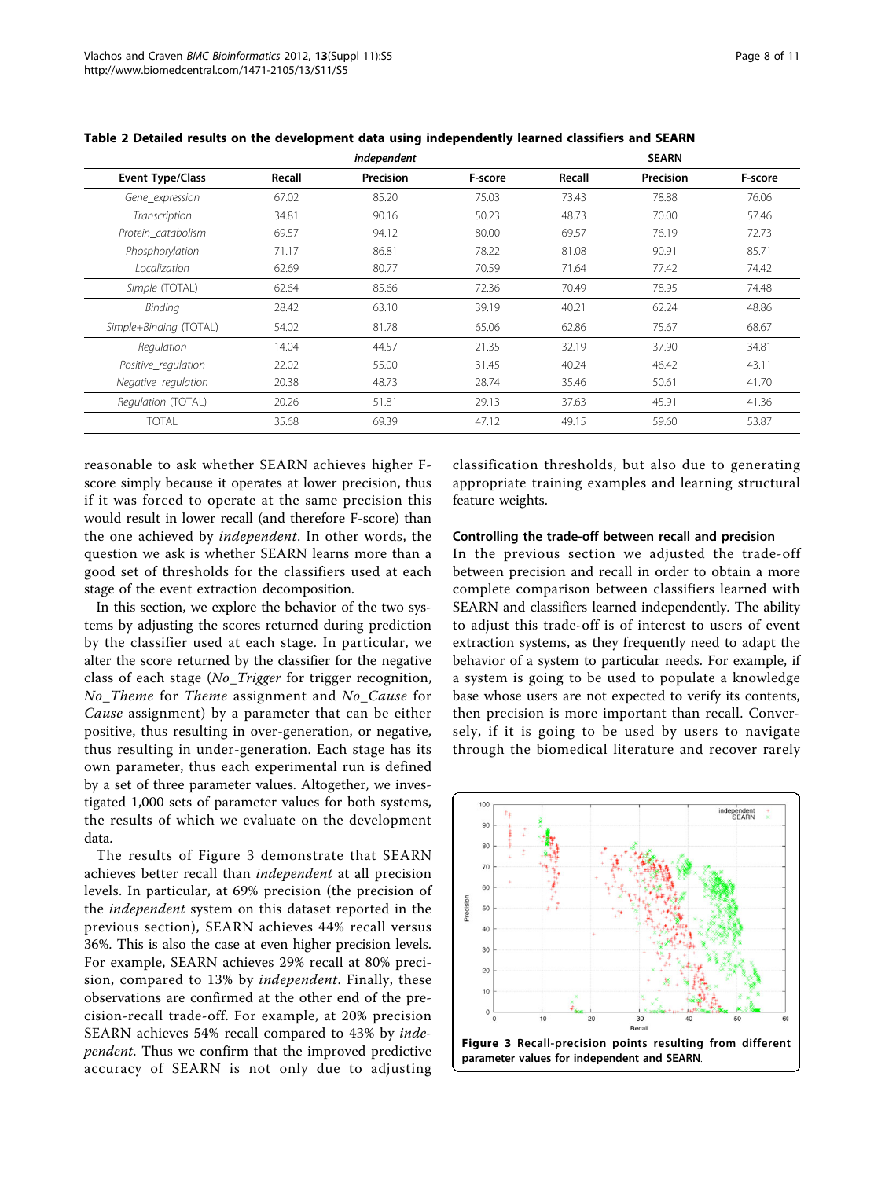**Table 2 Detailed results on the development data using independently learned classifiers and SEARN**

| | *independent* | | | SEARN | | |
|---|---|---|---|---|---|---|
| **Event Type/Class** | **Recall** | **Precision** | **F-score** | **Recall** | **Precision** | **F-score** |
| *Gene_expression* | 67.02 | 85.20 | 75.03 | 73.43 | 78.88 | 76.06 |
| *Transcription* | 34.81 | 90.16 | 50.23 | 48.73 | 70.00 | 57.46 |
| *Protein_catabolism* | 69.57 | 94.12 | 80.00 | 69.57 | 76.19 | 72.73 |
| *Phosphorylation* | 71.17 | 86.81 | 78.22 | 81.08 | 90.91 | 85.71 |
| *Localization* | 62.69 | 80.77 | 70.59 | 71.64 | 77.42 | 74.42 |
| *Simple* (TOTAL) | 62.64 | 85.66 | 72.36 | 70.49 | 78.95 | 74.48 |
| *Binding* | 28.42 | 63.10 | 39.19 | 40.21 | 62.24 | 48.86 |
| *Simple+Binding* (TOTAL) | 54.02 | 81.78 | 65.06 | 62.86 | 75.67 | 68.67 |
| *Regulation* | 14.04 | 44.57 | 21.35 | 32.19 | 37.90 | 34.81 |
| *Positive_regulation* | 22.02 | 55.00 | 31.45 | 40.24 | 46.42 | 43.11 |
| *Negative_regulation* | 20.38 | 48.73 | 28.74 | 35.46 | 50.61 | 41.70 |
| *Regulation* (TOTAL) | 20.26 | 51.81 | 29.13 | 37.63 | 45.91 | 41.36 |
| TOTAL | 35.68 | 69.39 | 47.12 | 49.15 | 59.60 | 53.87 |

reasonable to ask whether SEARN achieves higher F-score simply because it operates at lower precision, thus if it was forced to operate at the same precision this would result in lower recall (and therefore F-score) than the one achieved by *independent*. In other words, the question we ask is whether SEARN learns more than a good set of thresholds for the classifiers used at each stage of the event extraction decomposition.

In this section, we explore the behavior of the two systems by adjusting the scores returned during prediction by the classifier used at each stage. In particular, we alter the score returned by the classifier for the negative class of each stage (*No_Trigger* for trigger recognition, *No_Theme* for *Theme* assignment and *No_Cause* for *Cause* assignment) by a parameter that can be either positive, thus resulting in over-generation, or negative, thus resulting in under-generation. Each stage has its own parameter, thus each experimental run is defined by a set of three parameter values. Altogether, we investigated 1,000 sets of parameter values for both systems, the results of which we evaluate on the development data.

The results of Figure 3 demonstrate that SEARN achieves better recall than *independent* at all precision levels. In particular, at 69% precision (the precision of the *independent* system on this dataset reported in the previous section), SEARN achieves 44% recall versus 36%. This is also the case at even higher precision levels. For example, SEARN achieves 29% recall at 80% precision, compared to 13% by *independent*. Finally, these observations are confirmed at the other end of the precision-recall trade-off. For example, at 20% precision SEARN achieves 54% recall compared to 43% by *independent*. Thus we confirm that the improved predictive accuracy of SEARN is not only due to adjusting classification thresholds, but also due to generating appropriate training examples and learning structural feature weights.

### Controlling the trade-off between recall and precision

In the previous section we adjusted the trade-off between precision and recall in order to obtain a more complete comparison between classifiers learned with SEARN and classifiers learned independently. The ability to adjust this trade-off is of interest to users of event extraction systems, as they frequently need to adapt the behavior of a system to particular needs. For example, if a system is going to be used to populate a knowledge base whose users are not expected to verify its contents, then precision is more important than recall. Conversely, if it is going to be used by users to navigate through the biomedical literature and recover rarely

**Figure 3** Recall-precision points resulting from different parameter values for independent and SEARN.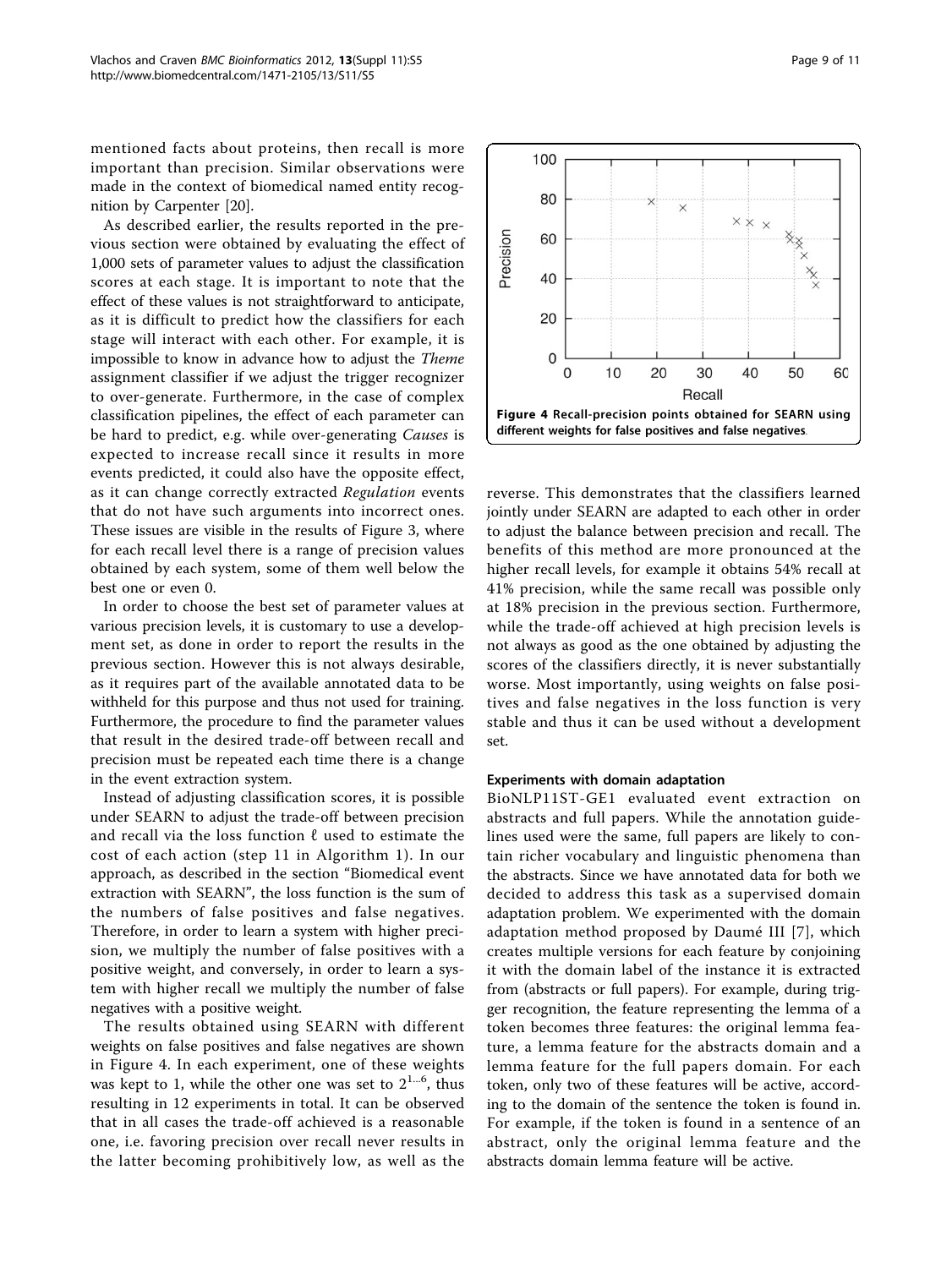mentioned facts about proteins, then recall is more important than precision. Similar observations were made in the context of biomedical named entity recognition by Carpenter [20].

As described earlier, the results reported in the previous section were obtained by evaluating the effect of 1,000 sets of parameter values to adjust the classification scores at each stage. It is important to note that the effect of these values is not straightforward to anticipate, as it is difficult to predict how the classifiers for each stage will interact with each other. For example, it is impossible to know in advance how to adjust the *Theme* assignment classifier if we adjust the trigger recognizer to over-generate. Furthermore, in the case of complex classification pipelines, the effect of each parameter can be hard to predict, e.g. while over-generating *Causes* is expected to increase recall since it results in more events predicted, it could also have the opposite effect, as it can change correctly extracted *Regulation* events that do not have such arguments into incorrect ones. These issues are visible in the results of Figure 3, where for each recall level there is a range of precision values obtained by each system, some of them well below the best one or even 0.

In order to choose the best set of parameter values at various precision levels, it is customary to use a development set, as done in order to report the results in the previous section. However this is not always desirable, as it requires part of the available annotated data to be withheld for this purpose and thus not used for training. Furthermore, the procedure to find the parameter values that result in the desired trade-off between recall and precision must be repeated each time there is a change in the event extraction system.

Instead of adjusting classification scores, it is possible under SEARN to adjust the trade-off between precision and recall via the loss function $\ell$ used to estimate the cost of each action (step 11 in Algorithm 1). In our approach, as described in the section "Biomedical event extraction with SEARN", the loss function is the sum of the numbers of false positives and false negatives. Therefore, in order to learn a system with higher precision, we multiply the number of false positives with a positive weight, and conversely, in order to learn a system with higher recall we multiply the number of false negatives with a positive weight.

The results obtained using SEARN with different weights on false positives and false negatives are shown in Figure 4. In each experiment, one of these weights was kept to 1, while the other one was set to $2^{1...6}$, thus resulting in 12 experiments in total. It can be observed that in all cases the trade-off achieved is a reasonable one, i.e. favoring precision over recall never results in the latter becoming prohibitively low, as well as the reverse. This demonstrates that the classifiers learned jointly under SEARN are adapted to each other in order to adjust the balance between precision and recall. The benefits of this method are more pronounced at the higher recall levels, for example it obtains 54% recall at 41% precision, while the same recall was possible only at 18% precision in the previous section. Furthermore, while the trade-off achieved at high precision levels is not always as good as the one obtained by adjusting the scores of the classifiers directly, it is never substantially worse. Most importantly, using weights on false positives and false negatives in the loss function is very stable and thus it can be used without a development set.

**Figure 4 Recall-precision points obtained for SEARN using different weights for false positives and false negatives.**

### Experiments with domain adaptation

BioNLP11ST-GE1 evaluated event extraction on abstracts and full papers. While the annotation guidelines used were the same, full papers are likely to contain richer vocabulary and linguistic phenomena than the abstracts. Since we have annotated data for both we decided to address this task as a supervised domain adaptation problem. We experimented with the domain adaptation method proposed by Daumé III [7], which creates multiple versions for each feature by conjoining it with the domain label of the instance it is extracted from (abstracts or full papers). For example, during trigger recognition, the feature representing the lemma of a token becomes three features: the original lemma feature, a lemma feature for the abstracts domain and a lemma feature for the full papers domain. For each token, only two of these features will be active, according to the domain of the sentence the token is found in. For example, if the token is found in a sentence of an abstract, only the original lemma feature and the abstracts domain lemma feature will be active.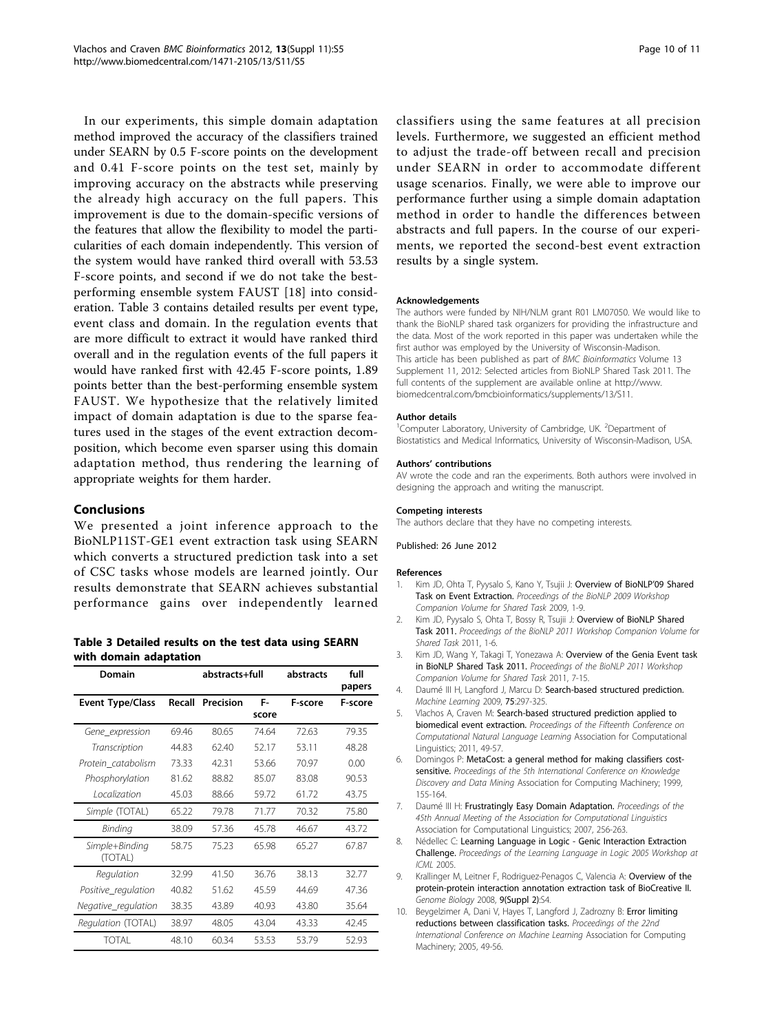In our experiments, this simple domain adaptation method improved the accuracy of the classifiers trained under SEARN by 0.5 F-score points on the development and 0.41 F-score points on the test set, mainly by improving accuracy on the abstracts while preserving the already high accuracy on the full papers. This improvement is due to the domain-specific versions of the features that allow the flexibility to model the particularities of each domain independently. This version of the system would have ranked third overall with 53.53 F-score points, and second if we do not take the best-performing ensemble system FAUST [18] into consideration. Table 3 contains detailed results per event type, event class and domain. In the regulation events that are more difficult to extract it would have ranked third overall and in the regulation events of the full papers it would have ranked first with 42.45 F-score points, 1.89 points better than the best-performing ensemble system FAUST. We hypothesize that the relatively limited impact of domain adaptation is due to the sparse features used in the stages of the event extraction decomposition, which become even sparser using this domain adaptation method, thus rendering the learning of appropriate weights for them harder.

## Conclusions

We presented a joint inference approach to the BioNLP11ST-GE1 event extraction task using SEARN which converts a structured prediction task into a set of CSC tasks whose models are learned jointly. Our results demonstrate that SEARN achieves substantial performance gains over independently learned classifiers using the same features at all precision levels. Furthermore, we suggested an efficient method to adjust the trade-off between recall and precision under SEARN in order to accommodate different usage scenarios. Finally, we were able to improve our performance further using a simple domain adaptation method in order to handle the differences between abstracts and full papers. In the course of our experiments, we reported the second-best event extraction results by a single system.

**Table 3 Detailed results on the test data using SEARN with domain adaptation**

| Domain | abstracts+full | | | abstracts | full papers |
|---|---|---|---|---|---|
| **Event Type/Class** | **Recall** | **Precision** | **F-score** | **F-score** | **F-score** |
| *Gene_expression* | 69.46 | 80.65 | 74.64 | 72.63 | 79.35 |
| *Transcription* | 44.83 | 62.40 | 52.17 | 53.11 | 48.28 |
| *Protein_catabolism* | 73.33 | 42.31 | 53.66 | 70.97 | 0.00 |
| *Phosphorylation* | 81.62 | 88.82 | 85.07 | 83.08 | 90.53 |
| *Localization* | 45.03 | 88.66 | 59.72 | 61.72 | 43.75 |
| *Simple* (TOTAL) | 65.22 | 79.78 | 71.77 | 70.32 | 75.80 |
| *Binding* | 38.09 | 57.36 | 45.78 | 46.67 | 43.72 |
| *Simple+Binding* (TOTAL) | 58.75 | 75.23 | 65.98 | 65.27 | 67.87 |
| *Regulation* | 32.99 | 41.50 | 36.76 | 38.13 | 32.77 |
| *Positive_regulation* | 40.82 | 51.62 | 45.59 | 44.69 | 47.36 |
| *Negative_regulation* | 38.35 | 43.89 | 40.93 | 43.80 | 35.64 |
| *Regulation* (TOTAL) | 38.97 | 48.05 | 43.04 | 43.33 | 42.45 |
| TOTAL | 48.10 | 60.34 | 53.53 | 53.79 | 52.93 |

#### Acknowledgements

The authors were funded by NIH/NLM grant R01 LM07050. We would like to thank the BioNLP shared task organizers for providing the infrastructure and the data. Most of the work reported in this paper was undertaken while the first author was employed by the University of Wisconsin-Madison. This article has been published as part of *BMC Bioinformatics* Volume 13 Supplement 11, 2012: Selected articles from BioNLP Shared Task 2011. The full contents of the supplement are available online at http://www.biomedcentral.com/bmcbioinformatics/supplements/13/S11.

#### Author details

[1]Computer Laboratory, University of Cambridge, UK. [2]Department of Biostatistics and Medical Informatics, University of Wisconsin-Madison, USA.

#### Authors' contributions

AV wrote the code and ran the experiments. Both authors were involved in designing the approach and writing the manuscript.

#### Competing interests

The authors declare that they have no competing interests.

Published: 26 June 2012

#### References

1. Kim JD, Ohta T, Pyysalo S, Kano Y, Tsujii J: **Overview of BioNLP'09 Shared Task on Event Extraction.** *Proceedings of the BioNLP 2009 Workshop Companion Volume for Shared Task* 2009, 1-9.
2. Kim JD, Pyysalo S, Ohta T, Bossy R, Tsujii J: **Overview of BioNLP Shared Task 2011.** *Proceedings of the BioNLP 2011 Workshop Companion Volume for Shared Task* 2011, 1-6.
3. Kim JD, Wang Y, Takagi T, Yonezawa A: **Overview of the Genia Event task in BioNLP Shared Task 2011.** *Proceedings of the BioNLP 2011 Workshop Companion Volume for Shared Task* 2011, 7-15.
4. Daumé III H, Langford J, Marcu D: **Search-based structured prediction.** *Machine Learning* 2009, **75**:297-325.
5. Vlachos A, Craven M: **Search-based structured prediction applied to biomedical event extraction.** *Proceedings of the Fifteenth Conference on Computational Natural Language Learning* Association for Computational Linguistics; 2011, 49-57.
6. Domingos P: **MetaCost: a general method for making classifiers cost-sensitive.** *Proceedings of the 5th International Conference on Knowledge Discovery and Data Mining* Association for Computing Machinery; 1999, 155-164.
7. Daumé III H: **Frustratingly Easy Domain Adaptation.** *Proceedings of the 45th Annual Meeting of the Association for Computational Linguistics* Association for Computational Linguistics; 2007, 256-263.
8. Nédellec C: **Learning Language in Logic - Genic Interaction Extraction Challenge.** *Proceedings of the Learning Language in Logic 2005 Workshop at ICML* 2005.
9. Krallinger M, Leitner F, Rodriguez-Penagos C, Valencia A: **Overview of the protein-protein interaction annotation extraction task of BioCreative II.** *Genome Biology* 2008, **9(Suppl 2)**:S4.
10. Beygelzimer A, Dani V, Hayes T, Langford J, Zadrozny B: **Error limiting reductions between classification tasks.** *Proceedings of the 22nd International Conference on Machine Learning* Association for Computing Machinery; 2005, 49-56.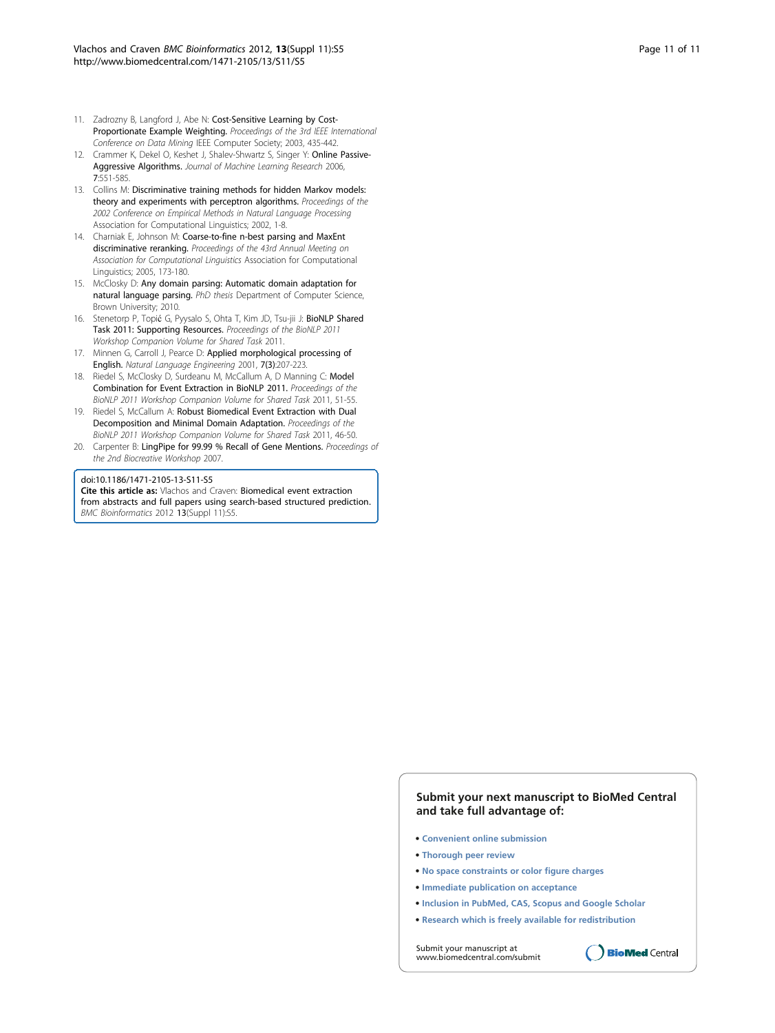11. Zadrozny B, Langford J, Abe N: **Cost-Sensitive Learning by Cost-Proportionate Example Weighting.** *Proceedings of the 3rd IEEE International Conference on Data Mining* IEEE Computer Society; 2003, 435-442.
12. Crammer K, Dekel O, Keshet J, Shalev-Shwartz S, Singer Y: **Online Passive-Aggressive Algorithms.** *Journal of Machine Learning Research* 2006, **7**:551-585.
13. Collins M: **Discriminative training methods for hidden Markov models: theory and experiments with perceptron algorithms.** *Proceedings of the 2002 Conference on Empirical Methods in Natural Language Processing* Association for Computational Linguistics; 2002, 1-8.
14. Charniak E, Johnson M: **Coarse-to-fine n-best parsing and MaxEnt discriminative reranking.** *Proceedings of the 43rd Annual Meeting on Association for Computational Linguistics* Association for Computational Linguistics; 2005, 173-180.
15. McClosky D: **Any domain parsing: Automatic domain adaptation for natural language parsing.** *PhD thesis* Department of Computer Science, Brown University; 2010.
16. Stenetorp P, Topić G, Pyysalo S, Ohta T, Kim JD, Tsu-jii J: **BioNLP Shared Task 2011: Supporting Resources.** *Proceedings of the BioNLP 2011 Workshop Companion Volume for Shared Task* 2011.
17. Minnen G, Carroll J, Pearce D: **Applied morphological processing of English.** *Natural Language Engineering* 2001, **7(3)**:207-223.
18. Riedel S, McClosky D, Surdeanu M, McCallum A, D Manning C: **Model Combination for Event Extraction in BioNLP 2011.** *Proceedings of the BioNLP 2011 Workshop Companion Volume for Shared Task* 2011, 51-55.
19. Riedel S, McCallum A: **Robust Biomedical Event Extraction with Dual Decomposition and Minimal Domain Adaptation.** *Proceedings of the BioNLP 2011 Workshop Companion Volume for Shared Task* 2011, 46-50.
20. Carpenter B: **LingPipe for 99.99 % Recall of Gene Mentions.** *Proceedings of the 2nd Biocreative Workshop* 2007.

doi:10.1186/1471-2105-13-S11-S5

**Cite this article as:** Vlachos and Craven: **Biomedical event extraction from abstracts and full papers using search-based structured prediction.** *BMC Bioinformatics* 2012 **13**(Suppl 11):S5.

**Submit your next manuscript to BioMed Central and take full advantage of:**

- **Convenient online submission**
- **Thorough peer review**
- **No space constraints or color figure charges**
- **Immediate publication on acceptance**
- **Inclusion in PubMed, CAS, Scopus and Google Scholar**
- **Research which is freely available for redistribution**

Submit your manuscript at
www.biomedcentral.com/submit

BioMed Central